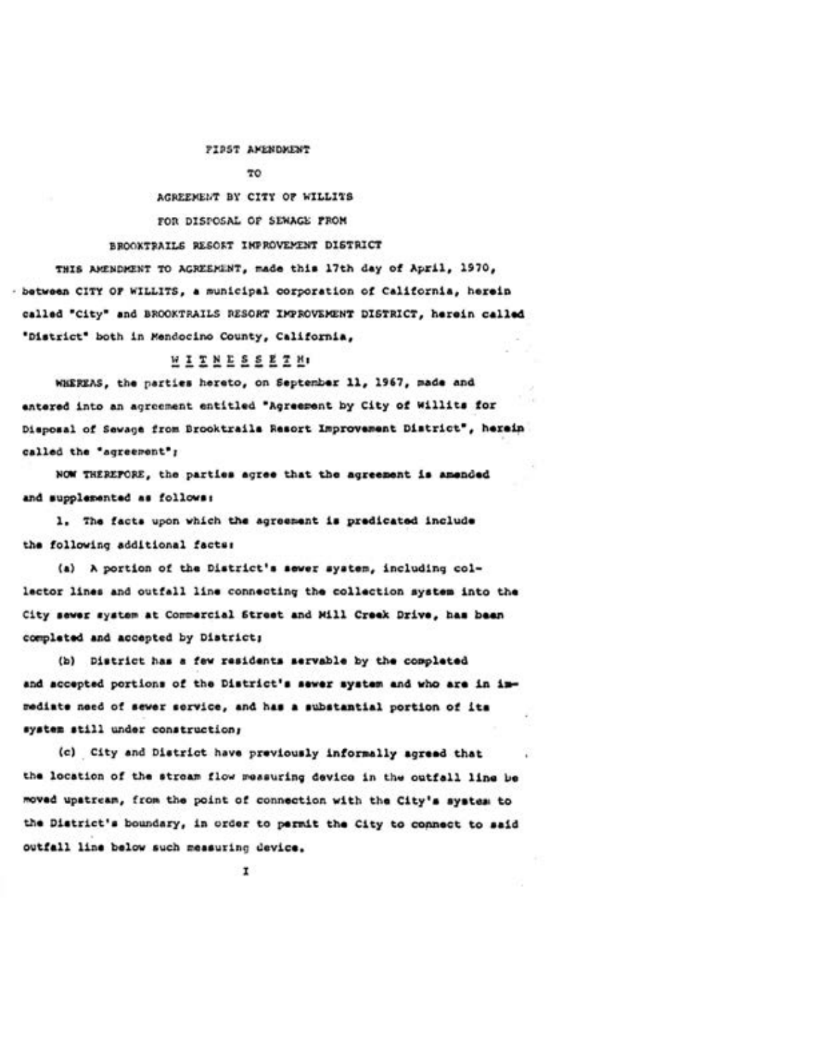# FIRST AMENDMENT

## TO

## AGREEMENT BY CITY OF WILLITS

## FOR DISPOSAL OF SEWAGE FROM

## BROOKTRAILS RESORT IMPROVEMENT DISTRICT

THIS AMENDMENT TO AGREEMENT, made this 17th day of April, 1970, between CITY OF WILLITS, a municipal corporation of California, herein called "City" and BROOKTRAILS RESORT IMPROVEMENT DISTRICT, herein called "District" both in Mendocino County, California,

W I T N E S S E T H:

WHEREAS, the parties hereto, on September 11, 1967, made and entered into an agreement entitled "Agreement by City of Willits for Disposal of Sewage from Brooktrails Resort Improvement District", herein called the "agreement";

NOW THEREFORE, the parties agree that the agreement is amended and supplemented as follows:

1. The facts upon which the agreement is predicated include the following additional facts:

(a) A portion of the District's sewer system, including collector lines and outfall line connecting the collection system into the City sewer system at Commercial Street and Mill Creek Drive, has been completed and accepted by District;

(b) District has a few residents servable by the completed and accepted portions of the District's sewer system and who are in immediate need of sewer service, and has a substantial portion of its system still under construction;

(c) City and District have previously informally agreed that the location of the stream flow measuring device in the outfall line be moved upstream, from the point of connection with the City's system to the District's boundary, in order to permit the City to connect to said outfall line below such measuring device.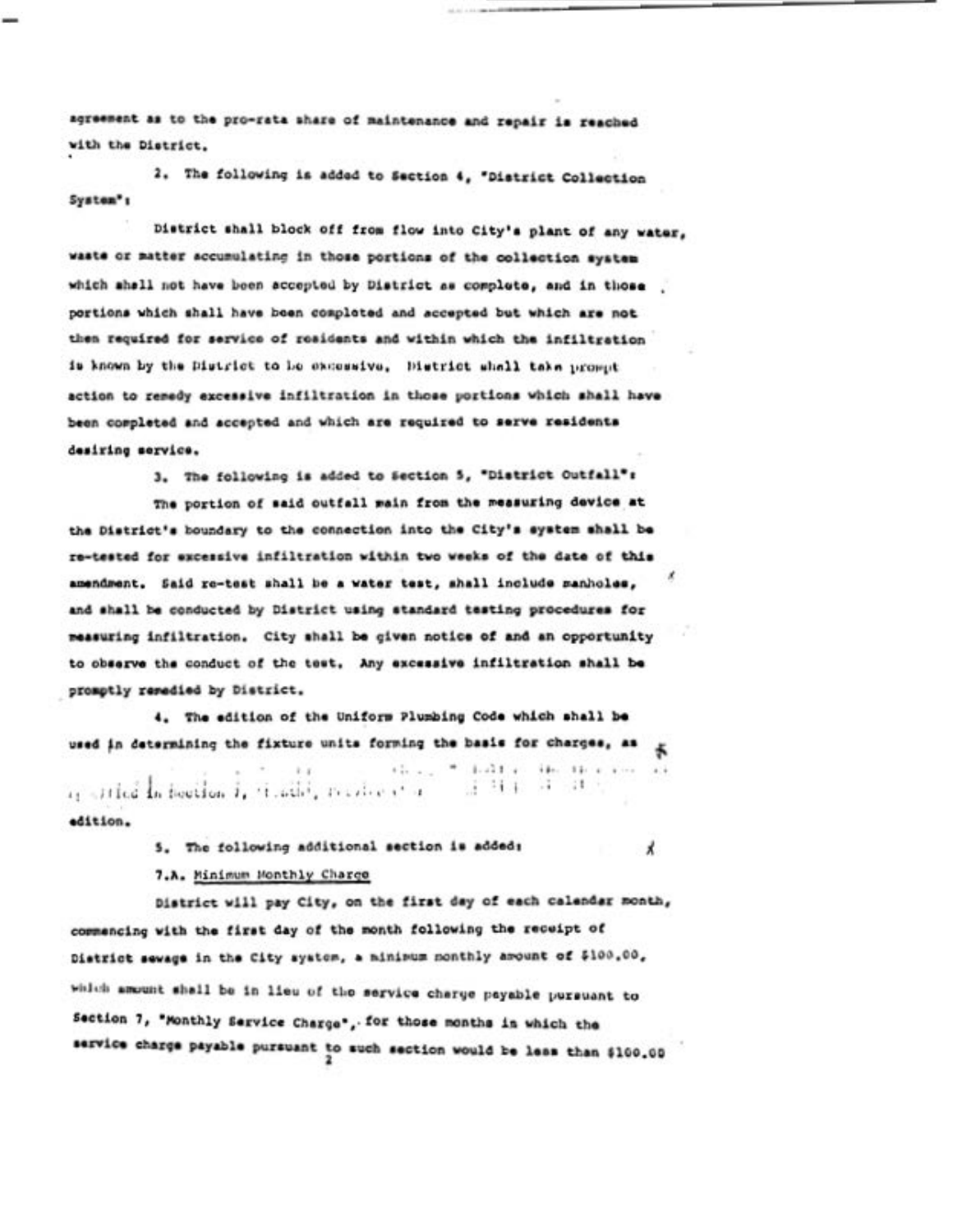agreement as to the pro-rata share of maintenance and repair is reached with the District.

2. The following is added to Section 4, "District Collection System":

District shall block off from flow into City's plant of any water, waste or matter accumulating in those portions of the collection system which shall not have been accepted by District as complete, and in those portions which shall have been completed and accepted but which are not then required for service of residents and within which the infiltration is known by the District to be excessive. District shall take prompt action to remedy excessive infiltration in those portions which shall have been completed and accepted and which are required to serve residents desiring service.

3. The following is added to Section 5, "District Outfall":

The portion of said outfall main from the measuring device at the District's boundary to the connection into the City's system shall be re-tested for excessive infiltration within two weeks of the date of this amendment. Said re-test shall be a water test, shall include manholes, and shall be conducted by District using standard testing procedures for measuring infiltration. City shall be given notice of and an opportunity to observe the conduct of the test. Any excessive infiltration shall be promptly remedied by District.

4. The edition of the Uniform Plumbing Code which shall be used in determining the fixture units forming the basis for charges, as specified in Section 7, ... edition.

5. The following additional section is added:

7.A. Minimum Monthly Charge

District will pay City, on the first day of each calendar month, commencing with the first day of the month following the receipt of District sewage in the City system, a minimum monthly amount of $100.00, which amount shall be in lieu of the service charge payable pursuant to Section 7, "Monthly Service Charge", for those months in which the service charge payable pursuant to such section would be less than $100.00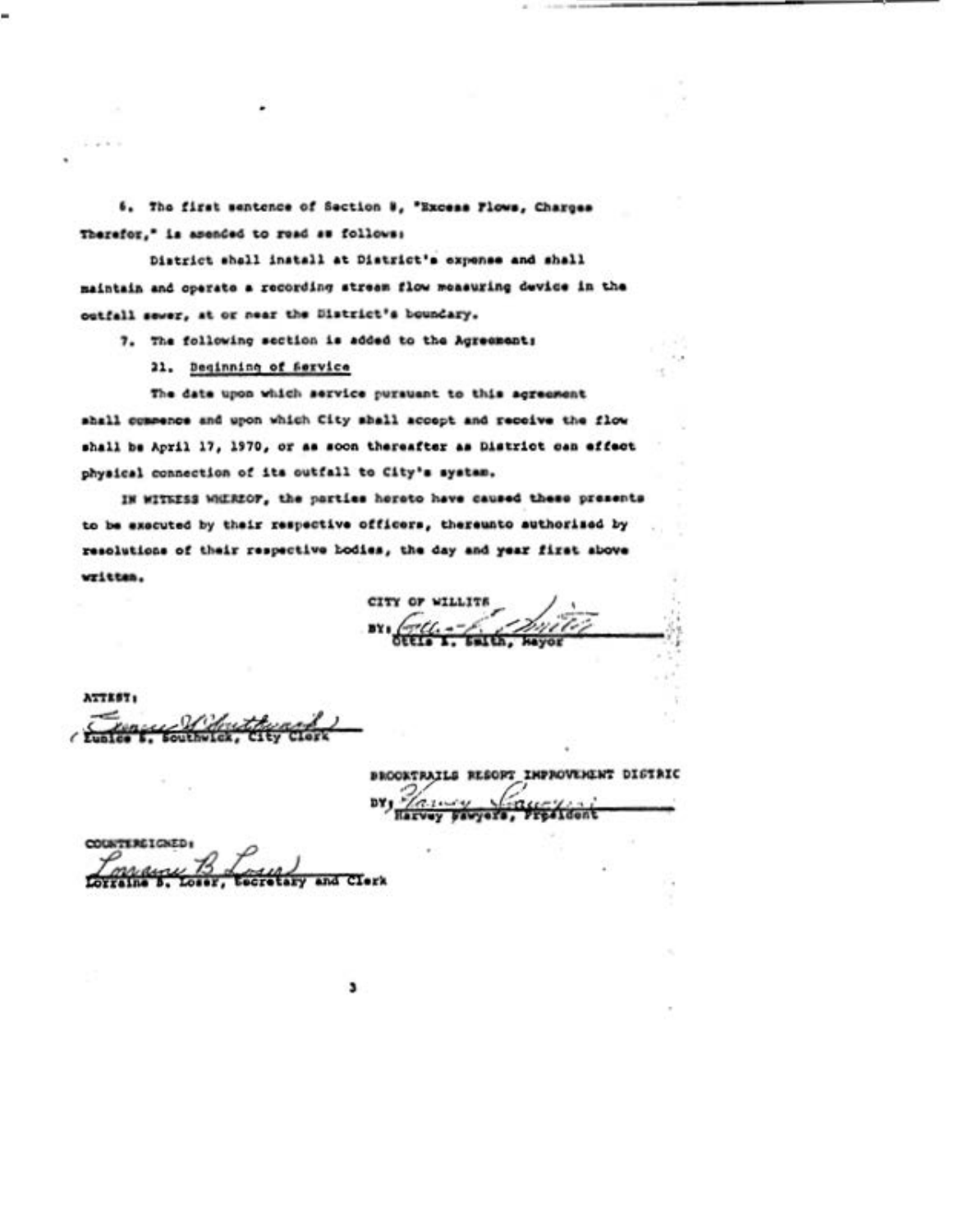6. The first sentence of Section 8, "Excess Flows, Charges Therefor," is amended to read as follows:

District shall install at District's expense and shall maintain and operate a recording stream flow measuring device in the outfall sewer, at or near the District's boundary.

7. The following section is added to the Agreement:

21. Beginning of Service

The date upon which service pursuant to this agreement shall commence and upon which City shall accept and receive the flow shall be April 17, 1970, or as soon thereafter as District can effect physical connection of its outfall to City's system.

IN WITNESS WHEREOF, the parties hereto have caused these presents to be executed by their respective officers, thereunto authorized by resolutions of their respective bodies, the day and year first above written.

CITY OF WILLITS

BY: Ottis E. Smith, Mayor

ATTEST:

Eunice S. Southwick, City Clerk

BROOKTRAILS RESORT IMPROVEMENT DISTRIC

BY: Harvey Sawyers, President

COUNTERSIGNED:

Lorraine B. Loser, Secretary and Clerk